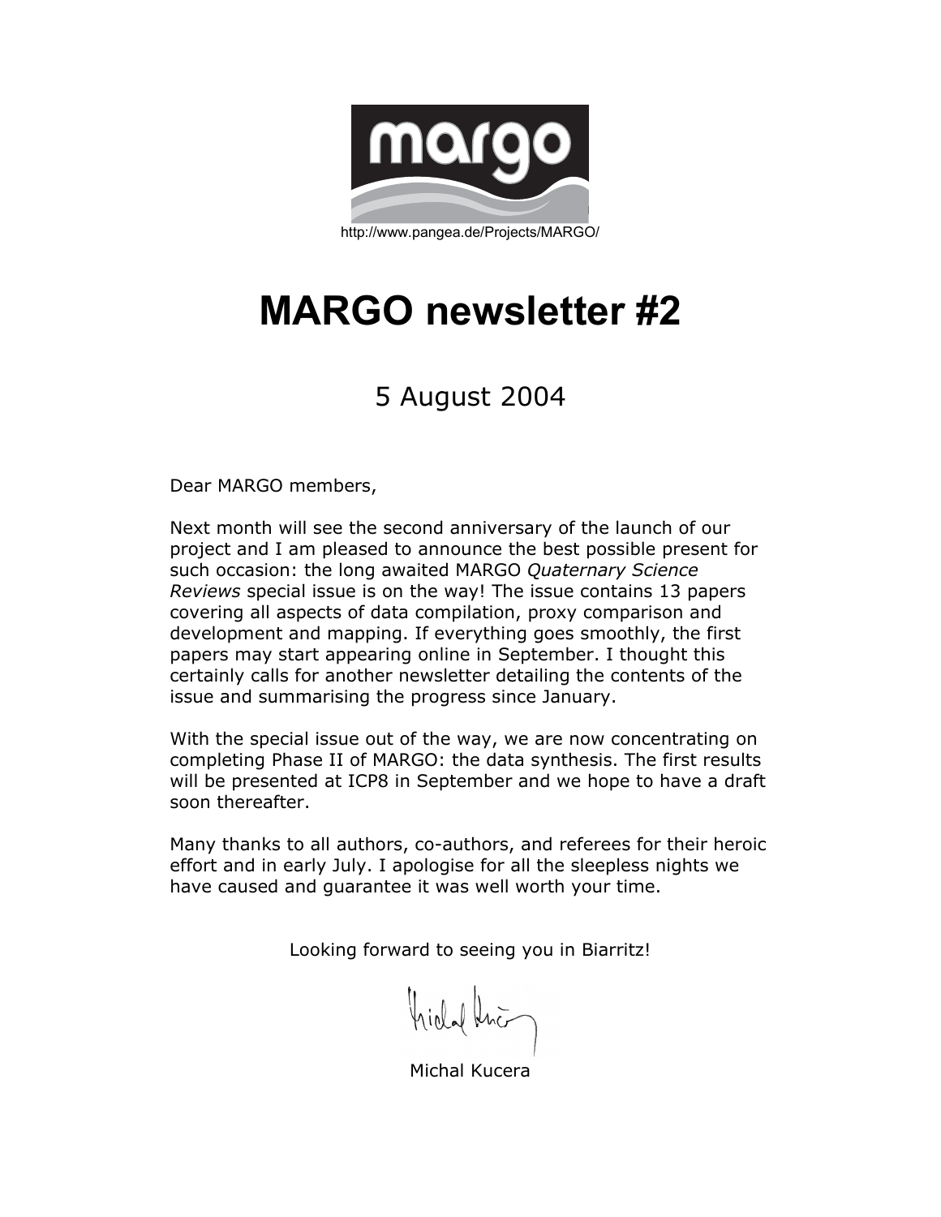margo

http://www.pangea.de/Projects/MARGO/

# MARGO newsletter #2

5 August 2004

Dear MARGO members,

Next month will see the second anniversary of the launch of our project and I am pleased to announce the best possible present for such occasion: the long awaited MARGO *Quaternary Science Reviews* special issue is on the way! The issue contains 13 papers covering all aspects of data compilation, proxy comparison and development and mapping. If everything goes smoothly, the first papers may start appearing online in September. I thought this certainly calls for another newsletter detailing the contents of the issue and summarising the progress since January.

With the special issue out of the way, we are now concentrating on completing Phase II of MARGO: the data synthesis. The first results will be presented at ICP8 in September and we hope to have a draft soon thereafter.

Many thanks to all authors, co-authors, and referees for their heroic effort and in early July. I apologise for all the sleepless nights we have caused and guarantee it was well worth your time.

Looking forward to seeing you in Biarritz!

Michal Kucera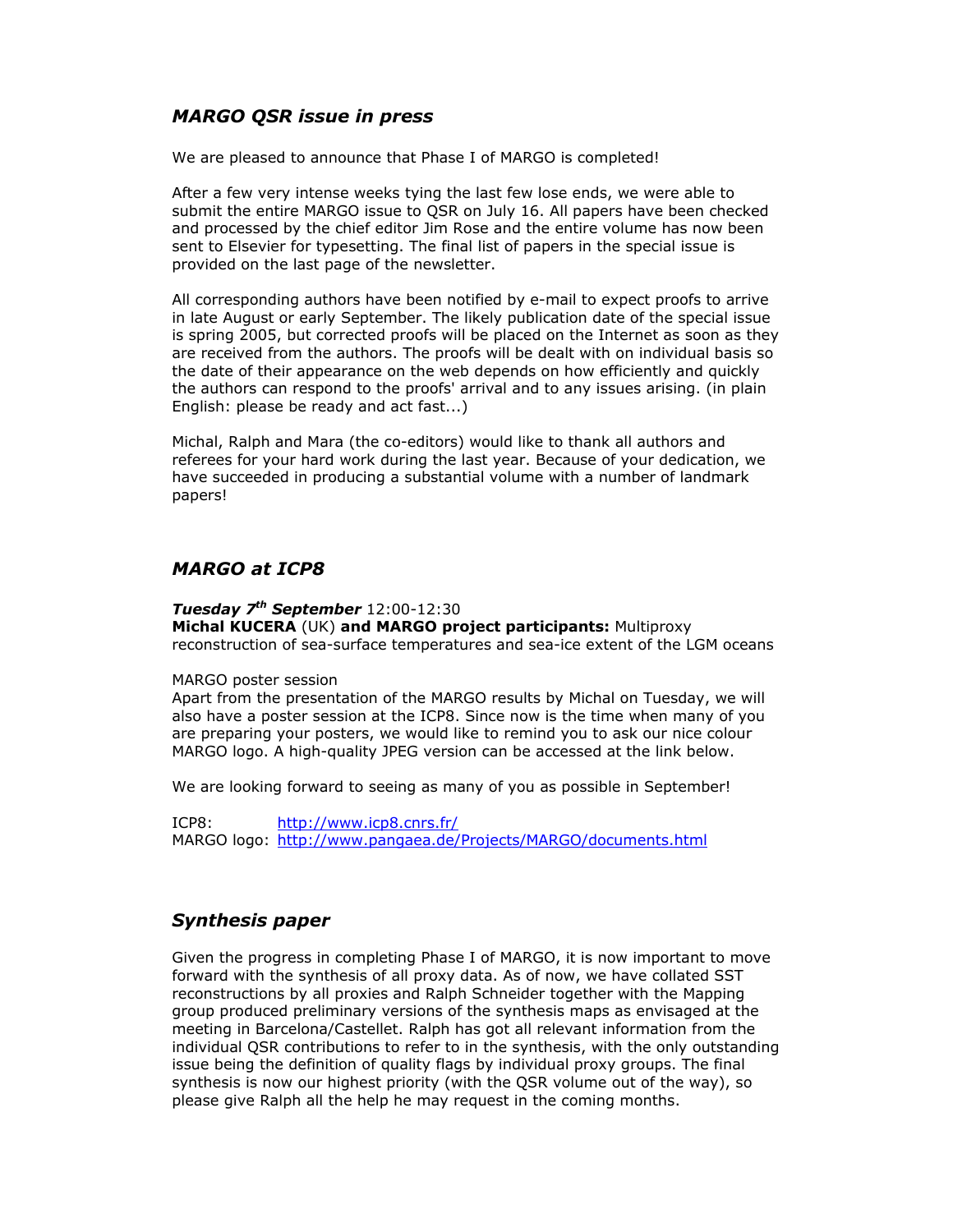## *MARGO QSR issue in press*

We are pleased to announce that Phase I of MARGO is completed!

After a few very intense weeks tying the last few lose ends, we were able to submit the entire MARGO issue to QSR on July 16. All papers have been checked and processed by the chief editor Jim Rose and the entire volume has now been sent to Elsevier for typesetting. The final list of papers in the special issue is provided on the last page of the newsletter.

All corresponding authors have been notified by e-mail to expect proofs to arrive in late August or early September. The likely publication date of the special issue is spring 2005, but corrected proofs will be placed on the Internet as soon as they are received from the authors. The proofs will be dealt with on individual basis so the date of their appearance on the web depends on how efficiently and quickly the authors can respond to the proofs' arrival and to any issues arising. (in plain English: please be ready and act fast...)

Michal, Ralph and Mara (the co-editors) would like to thank all authors and referees for your hard work during the last year. Because of your dedication, we have succeeded in producing a substantial volume with a number of landmark papers!

## *MARGO at ICP8*

***Tuesday 7th September*** 12:00-12:30
**Michal KUCERA** (UK) **and MARGO project participants:** Multiproxy reconstruction of sea-surface temperatures and sea-ice extent of the LGM oceans

MARGO poster session
Apart from the presentation of the MARGO results by Michal on Tuesday, we will also have a poster session at the ICP8. Since now is the time when many of you are preparing your posters, we would like to remind you to ask our nice colour MARGO logo. A high-quality JPEG version can be accessed at the link below.

We are looking forward to seeing as many of you as possible in September!

ICP8: http://www.icp8.cnrs.fr/
MARGO logo: http://www.pangaea.de/Projects/MARGO/documents.html

## *Synthesis paper*

Given the progress in completing Phase I of MARGO, it is now important to move forward with the synthesis of all proxy data. As of now, we have collated SST reconstructions by all proxies and Ralph Schneider together with the Mapping group produced preliminary versions of the synthesis maps as envisaged at the meeting in Barcelona/Castellet. Ralph has got all relevant information from the individual QSR contributions to refer to in the synthesis, with the only outstanding issue being the definition of quality flags by individual proxy groups. The final synthesis is now our highest priority (with the QSR volume out of the way), so please give Ralph all the help he may request in the coming months.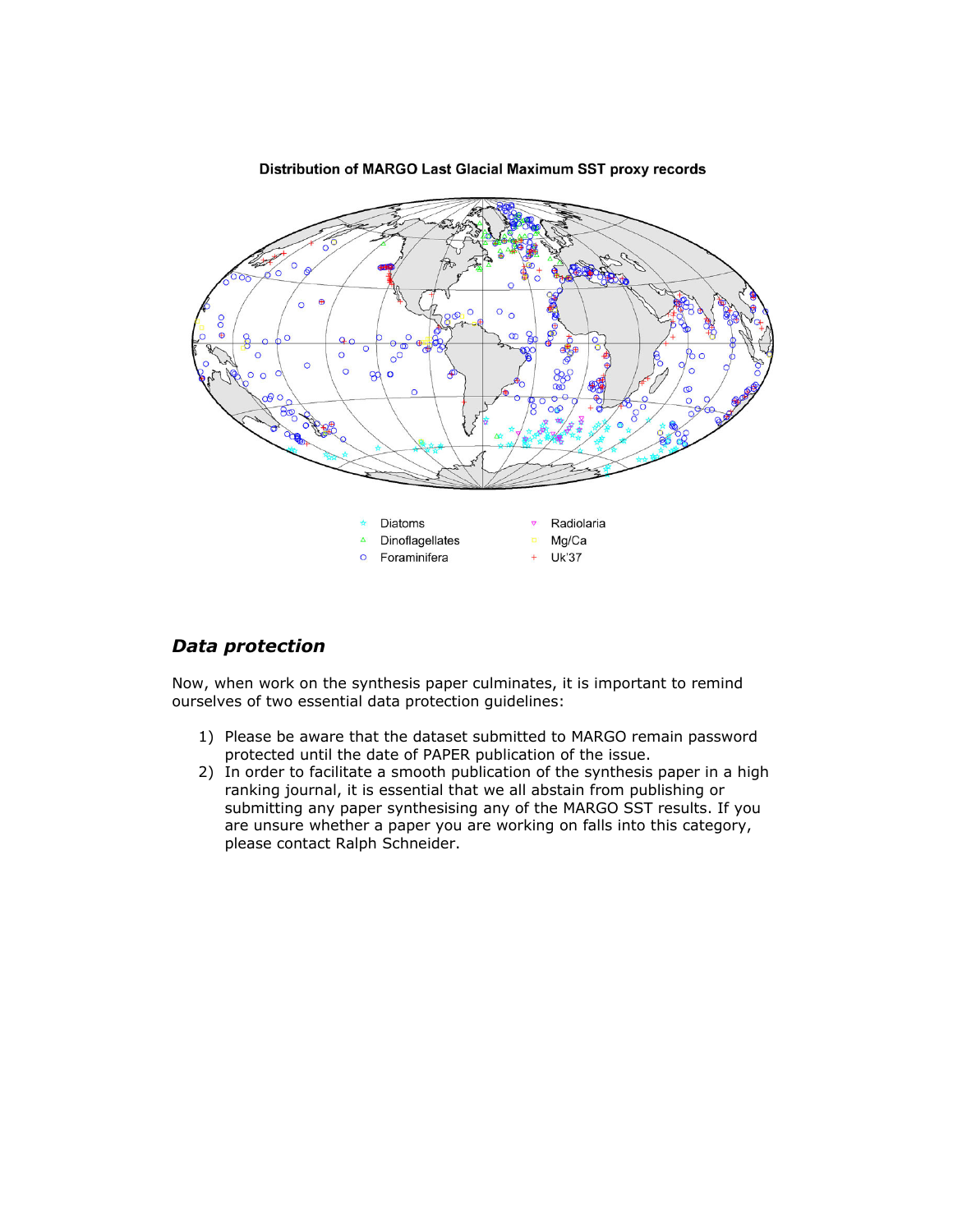**Distribution of MARGO Last Glacial Maximum SST proxy records**

Diatoms
Dinoflagellates
Foraminifera
Radiolaria
Mg/Ca
Uk'37

## *Data protection*

Now, when work on the synthesis paper culminates, it is important to remind ourselves of two essential data protection guidelines:

1) Please be aware that the dataset submitted to MARGO remain password protected until the date of PAPER publication of the issue.
2) In order to facilitate a smooth publication of the synthesis paper in a high ranking journal, it is essential that we all abstain from publishing or submitting any paper synthesising any of the MARGO SST results. If you are unsure whether a paper you are working on falls into this category, please contact Ralph Schneider.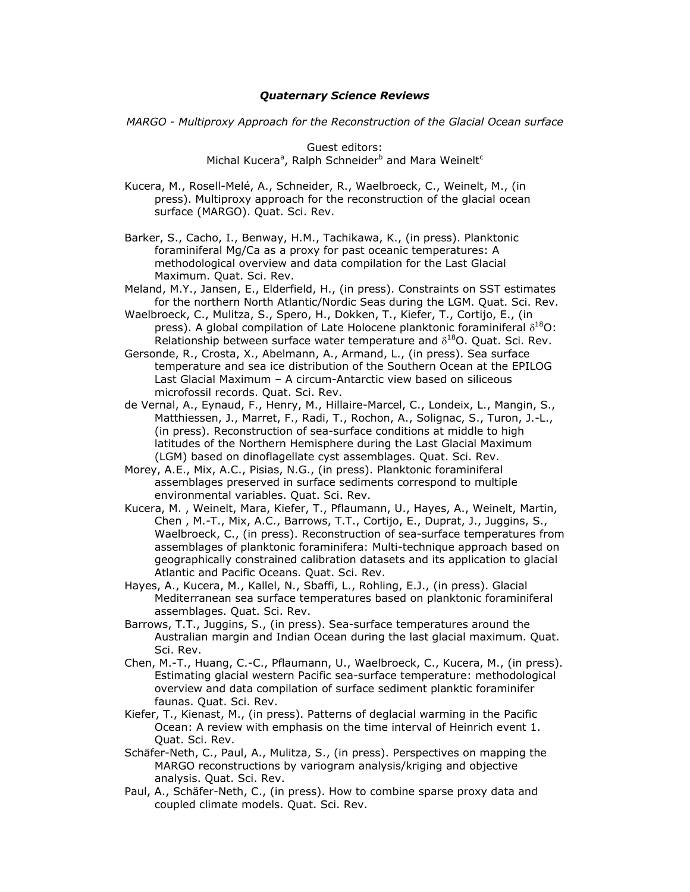***Quaternary Science Reviews***

*MARGO - Multiproxy Approach for the Reconstruction of the Glacial Ocean surface*

Guest editors:
Michal Kucera[a], Ralph Schneider[b] and Mara Weinelt[c]

Kucera, M., Rosell-Melé, A., Schneider, R., Waelbroeck, C., Weinelt, M., (in press). Multiproxy approach for the reconstruction of the glacial ocean surface (MARGO). Quat. Sci. Rev.

Barker, S., Cacho, I., Benway, H.M., Tachikawa, K., (in press). Planktonic foraminiferal Mg/Ca as a proxy for past oceanic temperatures: A methodological overview and data compilation for the Last Glacial Maximum. Quat. Sci. Rev.

Meland, M.Y., Jansen, E., Elderfield, H., (in press). Constraints on SST estimates for the northern North Atlantic/Nordic Seas during the LGM. Quat. Sci. Rev.

Waelbroeck, C., Mulitza, S., Spero, H., Dokken, T., Kiefer, T., Cortijo, E., (in press). A global compilation of Late Holocene planktonic foraminiferal $\delta^{18}$O: Relationship between surface water temperature and $\delta^{18}$O. Quat. Sci. Rev.

Gersonde, R., Crosta, X., Abelmann, A., Armand, L., (in press). Sea surface temperature and sea ice distribution of the Southern Ocean at the EPILOG Last Glacial Maximum – A circum-Antarctic view based on siliceous microfossil records. Quat. Sci. Rev.

de Vernal, A., Eynaud, F., Henry, M., Hillaire-Marcel, C., Londeix, L., Mangin, S., Matthiessen, J., Marret, F., Radi, T., Rochon, A., Solignac, S., Turon, J.-L., (in press). Reconstruction of sea-surface conditions at middle to high latitudes of the Northern Hemisphere during the Last Glacial Maximum (LGM) based on dinoflagellate cyst assemblages. Quat. Sci. Rev.

Morey, A.E., Mix, A.C., Pisias, N.G., (in press). Planktonic foraminiferal assemblages preserved in surface sediments correspond to multiple environmental variables. Quat. Sci. Rev.

Kucera, M. , Weinelt, Mara, Kiefer, T., Pflaumann, U., Hayes, A., Weinelt, Martin, Chen , M.-T., Mix, A.C., Barrows, T.T., Cortijo, E., Duprat, J., Juggins, S., Waelbroeck, C., (in press). Reconstruction of sea-surface temperatures from assemblages of planktonic foraminifera: Multi-technique approach based on geographically constrained calibration datasets and its application to glacial Atlantic and Pacific Oceans. Quat. Sci. Rev.

Hayes, A., Kucera, M., Kallel, N., Sbaffi, L., Rohling, E.J., (in press). Glacial Mediterranean sea surface temperatures based on planktonic foraminiferal assemblages. Quat. Sci. Rev.

Barrows, T.T., Juggins, S., (in press). Sea-surface temperatures around the Australian margin and Indian Ocean during the last glacial maximum. Quat. Sci. Rev.

Chen, M.-T., Huang, C.-C., Pflaumann, U., Waelbroeck, C., Kucera, M., (in press). Estimating glacial western Pacific sea-surface temperature: methodological overview and data compilation of surface sediment planktic foraminifer faunas. Quat. Sci. Rev.

Kiefer, T., Kienast, M., (in press). Patterns of deglacial warming in the Pacific Ocean: A review with emphasis on the time interval of Heinrich event 1. Quat. Sci. Rev.

Schäfer-Neth, C., Paul, A., Mulitza, S., (in press). Perspectives on mapping the MARGO reconstructions by variogram analysis/kriging and objective analysis. Quat. Sci. Rev.

Paul, A., Schäfer-Neth, C., (in press). How to combine sparse proxy data and coupled climate models. Quat. Sci. Rev.